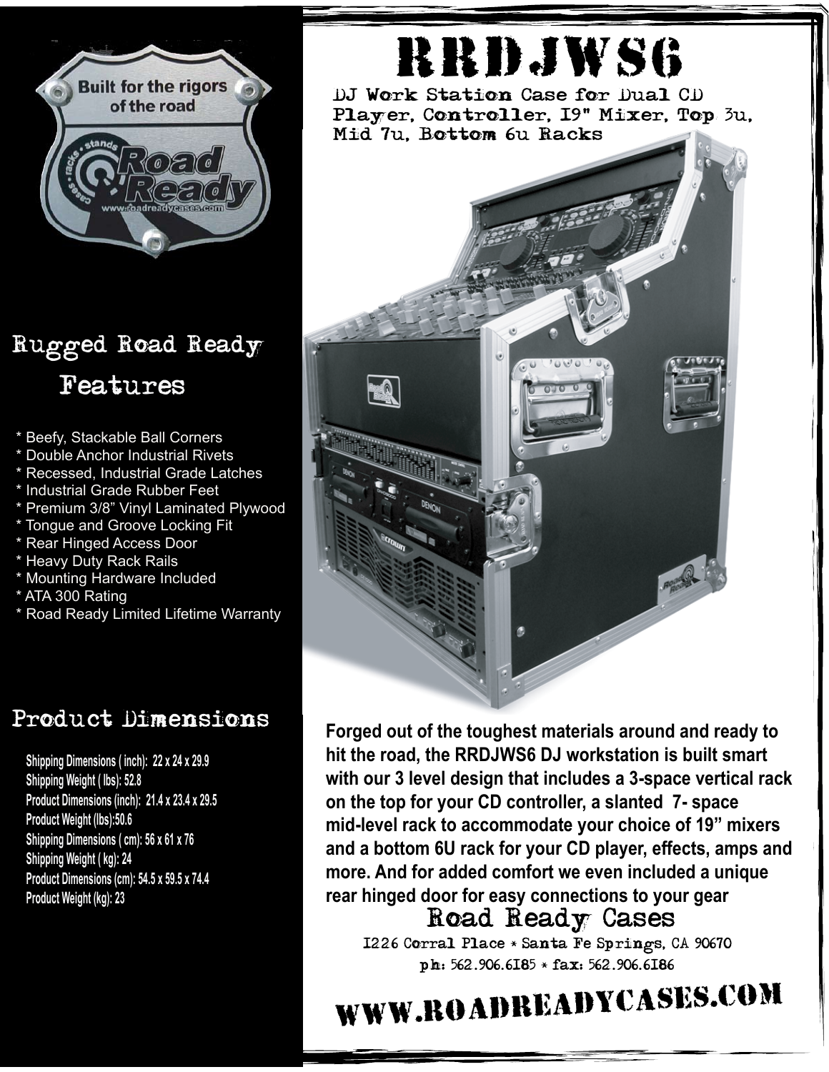# RRDJWS6

DJ Work Station Case for Dual CD Player, Controller, 19" Mixer, Top 3u, Mid 7u, Bottom 6u Racks

## Rugged Road Ready Features

* Beefy, Stackable Ball Corners
* Double Anchor Industrial Rivets
* Recessed, Industrial Grade Latches
* Industrial Grade Rubber Feet
* Premium 3/8" Vinyl Laminated Plywood
* Tongue and Groove Locking Fit
* Rear Hinged Access Door
* Heavy Duty Rack Rails
* Mounting Hardware Included
* ATA 300 Rating
* Road Ready Limited Lifetime Warranty

## Product Dimensions

**Shipping Dimensions ( inch): 22 x 24 x 29.9**
**Shipping Weight ( lbs): 52.8**
**Product Dimensions (inch): 21.4 x 23.4 x 29.5**
**Product Weight (lbs):50.6**
**Shipping Dimensions ( cm): 56 x 61 x 76**
**Shipping Weight ( kg): 24**
**Product Dimensions (cm): 54.5 x 59.5 x 74.4**
**Product Weight (kg): 23**

**Forged out of the toughest materials around and ready to hit the road, the RRDJWS6 DJ workstation is built smart with our 3 level design that includes a 3-space vertical rack on the top for your CD controller, a slanted 7- space mid-level rack to accommodate your choice of 19" mixers and a bottom 6U rack for your CD player, effects, amps and more. And for added comfort we even included a unique rear hinged door for easy connections to your gear**

## Road Ready Cases

1226 Corral Place * Santa Fe Springs, CA 90670

ph: 562.906.6185 * fax: 562.906.6186

WWW.ROADREADYCASES.COM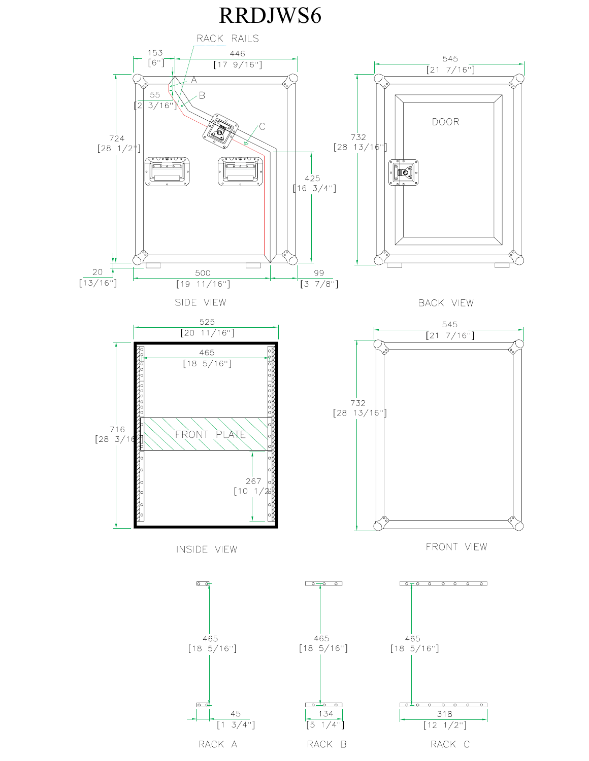# RRDJWS6

RACK RAILS

153
[6"]

446
[17 9/16"]

A

55
[2 3/16"]

B

C

724
[28 1/2"]

425
[16 3/4"]

20
[13/16"]

500
[19 11/16"]

99
[3 7/8"]

SIDE VIEW

545
[21 7/16"]

DOOR

732
[28 13/16"]

BACK VIEW

525
[20 11/16"]

465
[18 5/16"]

716
[28 3/16"]

FRONT PLATE

267
[10 1/2"]

INSIDE VIEW

545
[21 7/16"]

732
[28 13/16"]

FRONT VIEW

465
[18 5/16"]

45
[1 3/4"]

RACK A

465
[18 5/16"]

134
[5 1/4"]

RACK B

465
[18 5/16"]

318
[12 1/2"]

RACK C